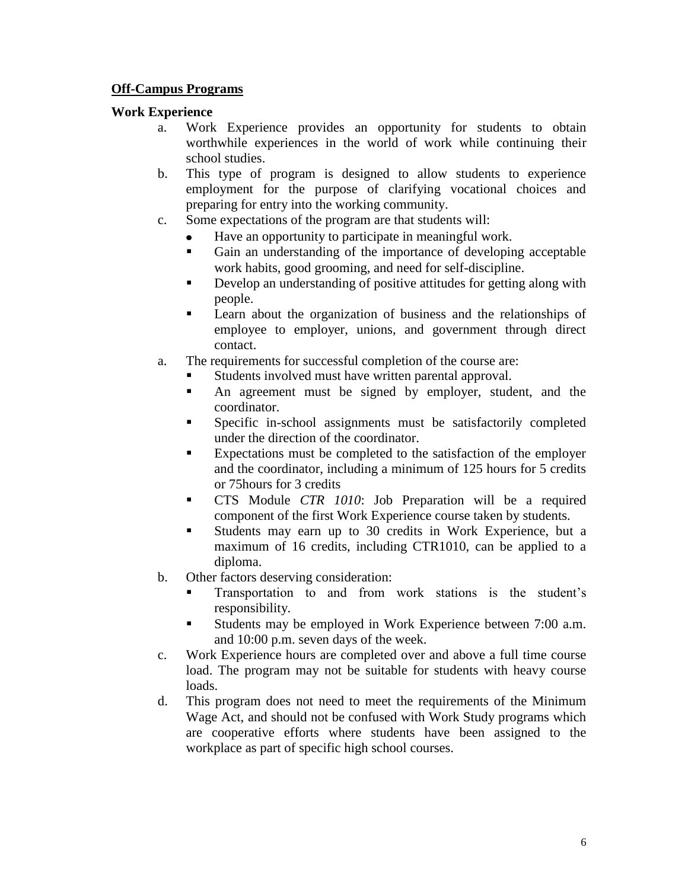<u>**Off-Campus Programs**</u>

**Work Experience**

a. Work Experience provides an opportunity for students to obtain worthwhile experiences in the world of work while continuing their school studies.

b. This type of program is designed to allow students to experience employment for the purpose of clarifying vocational choices and preparing for entry into the working community.

c. Some expectations of the program are that students will:
   - Have an opportunity to participate in meaningful work.
   - Gain an understanding of the importance of developing acceptable work habits, good grooming, and need for self-discipline.
   - Develop an understanding of positive attitudes for getting along with people.
   - Learn about the organization of business and the relationships of employee to employer, unions, and government through direct contact.

a. The requirements for successful completion of the course are:
   - Students involved must have written parental approval.
   - An agreement must be signed by employer, student, and the coordinator.
   - Specific in-school assignments must be satisfactorily completed under the direction of the coordinator.
   - Expectations must be completed to the satisfaction of the employer and the coordinator, including a minimum of 125 hours for 5 credits or 75hours for 3 credits
   - CTS Module *CTR 1010*: Job Preparation will be a required component of the first Work Experience course taken by students.
   - Students may earn up to 30 credits in Work Experience, but a maximum of 16 credits, including CTR1010, can be applied to a diploma.

b. Other factors deserving consideration:
   - Transportation to and from work stations is the student's responsibility.
   - Students may be employed in Work Experience between 7:00 a.m. and 10:00 p.m. seven days of the week.

c. Work Experience hours are completed over and above a full time course load. The program may not be suitable for students with heavy course loads.

d. This program does not need to meet the requirements of the Minimum Wage Act, and should not be confused with Work Study programs which are cooperative efforts where students have been assigned to the workplace as part of specific high school courses.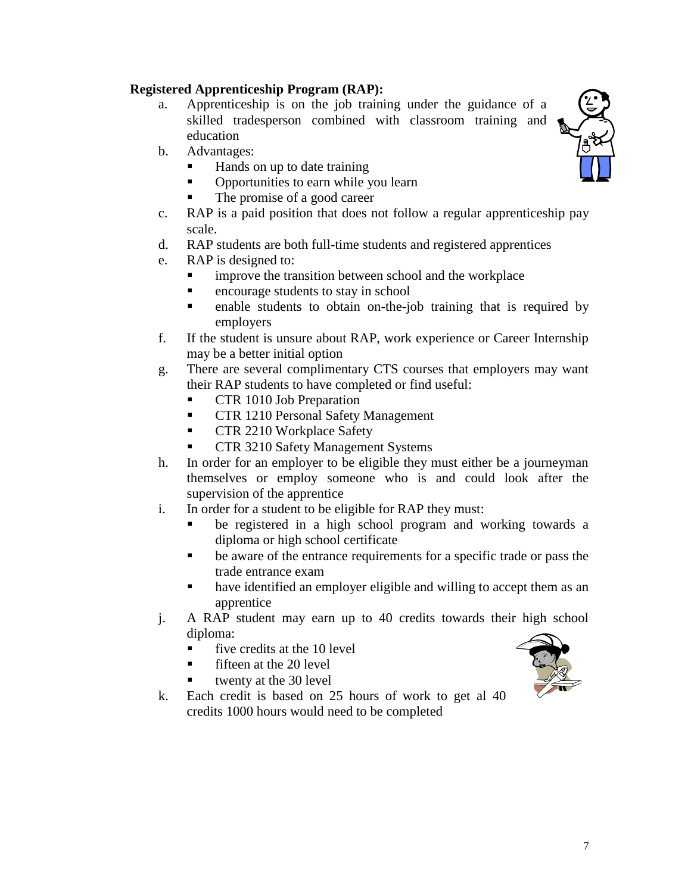**Registered Apprenticeship Program (RAP):**

a. Apprenticeship is on the job training under the guidance of a skilled tradesperson combined with classroom training and education

b. Advantages:
   - Hands on up to date training
   - Opportunities to earn while you learn
   - The promise of a good career

c. RAP is a paid position that does not follow a regular apprenticeship pay scale.

d. RAP students are both full-time students and registered apprentices

e. RAP is designed to:
   - improve the transition between school and the workplace
   - encourage students to stay in school
   - enable students to obtain on-the-job training that is required by employers

f. If the student is unsure about RAP, work experience or Career Internship may be a better initial option

g. There are several complimentary CTS courses that employers may want their RAP students to have completed or find useful:
   - CTR 1010 Job Preparation
   - CTR 1210 Personal Safety Management
   - CTR 2210 Workplace Safety
   - CTR 3210 Safety Management Systems

h. In order for an employer to be eligible they must either be a journeyman themselves or employ someone who is and could look after the supervision of the apprentice

i. In order for a student to be eligible for RAP they must:
   - be registered in a high school program and working towards a diploma or high school certificate
   - be aware of the entrance requirements for a specific trade or pass the trade entrance exam
   - have identified an employer eligible and willing to accept them as an apprentice

j. A RAP student may earn up to 40 credits towards their high school diploma:
   - five credits at the 10 level
   - fifteen at the 20 level
   - twenty at the 30 level

k. Each credit is based on 25 hours of work to get al 40 credits 1000 hours would need to be completed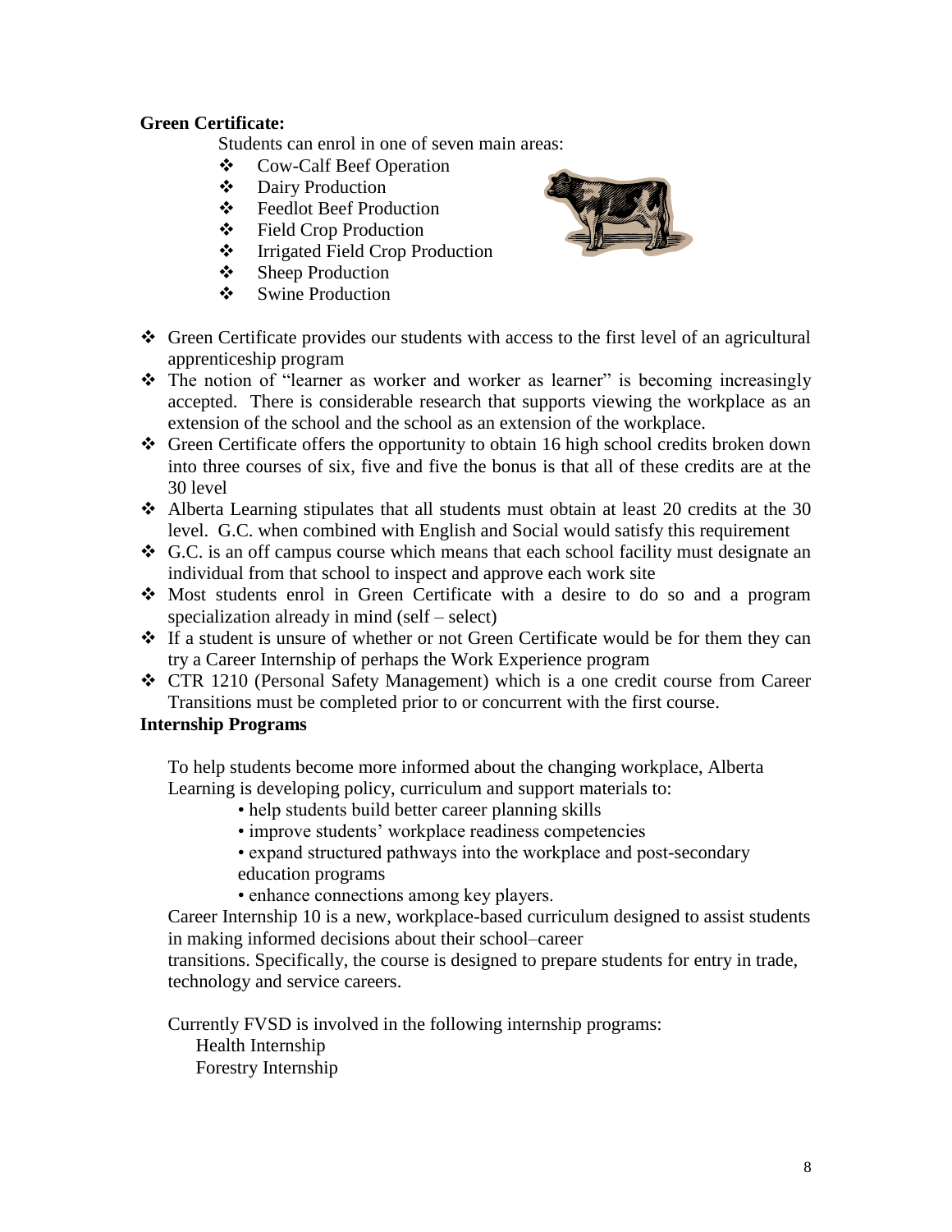**Green Certificate:**

Students can enrol in one of seven main areas:

- Cow-Calf Beef Operation
- Dairy Production
- Feedlot Beef Production
- Field Crop Production
- Irrigated Field Crop Production
- Sheep Production
- Swine Production

- Green Certificate provides our students with access to the first level of an agricultural apprenticeship program
- The notion of "learner as worker and worker as learner" is becoming increasingly accepted. There is considerable research that supports viewing the workplace as an extension of the school and the school as an extension of the workplace.
- Green Certificate offers the opportunity to obtain 16 high school credits broken down into three courses of six, five and five the bonus is that all of these credits are at the 30 level
- Alberta Learning stipulates that all students must obtain at least 20 credits at the 30 level. G.C. when combined with English and Social would satisfy this requirement
- G.C. is an off campus course which means that each school facility must designate an individual from that school to inspect and approve each work site
- Most students enrol in Green Certificate with a desire to do so and a program specialization already in mind (self – select)
- If a student is unsure of whether or not Green Certificate would be for them they can try a Career Internship of perhaps the Work Experience program
- CTR 1210 (Personal Safety Management) which is a one credit course from Career Transitions must be completed prior to or concurrent with the first course.

**Internship Programs**

To help students become more informed about the changing workplace, Alberta Learning is developing policy, curriculum and support materials to:

- help students build better career planning skills
- improve students' workplace readiness competencies
- expand structured pathways into the workplace and post-secondary education programs
- enhance connections among key players.

Career Internship 10 is a new, workplace-based curriculum designed to assist students in making informed decisions about their school–career transitions. Specifically, the course is designed to prepare students for entry in trade, technology and service careers.

Currently FVSD is involved in the following internship programs:

Health Internship
Forestry Internship